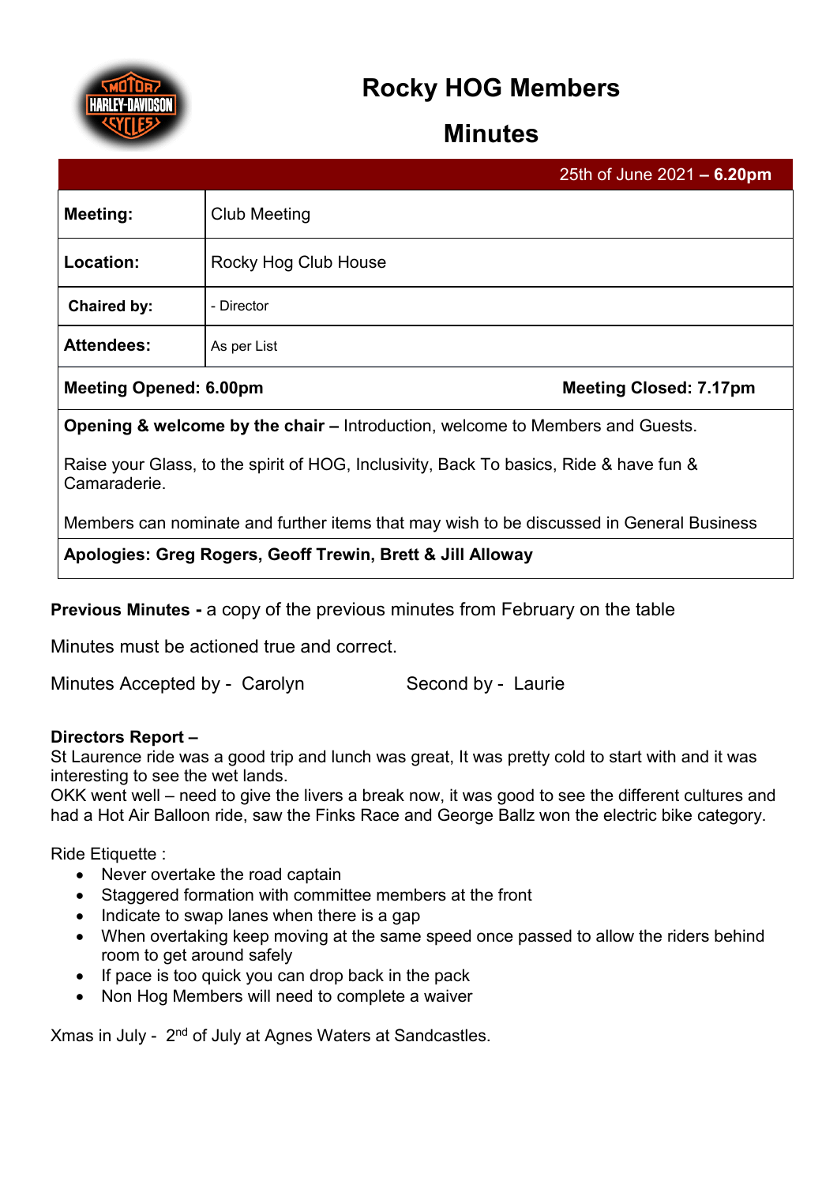# Rocky HOG Members

# Minutes

| 25th of June 2021 – **6.20pm** | |
|---|---|
| **Meeting:** | Club Meeting |
| **Location:** | Rocky Hog Club House |
| **Chaired by:** | - Director |
| **Attendees:** | As per List |
| **Meeting Opened: 6.00pm** | **Meeting Closed: 7.17pm** |

**Opening & welcome by the chair –** Introduction, welcome to Members and Guests.

Raise your Glass, to the spirit of HOG, Inclusivity, Back To basics, Ride & have fun & Camaraderie.

Members can nominate and further items that may wish to be discussed in General Business

**Apologies: Greg Rogers, Geoff Trewin, Brett & Jill Alloway**

**Previous Minutes -** a copy of the previous minutes from February on the table

Minutes must be actioned true and correct.

Minutes Accepted by - Carolyn Second by - Laurie

**Directors Report –**

St Laurence ride was a good trip and lunch was great, It was pretty cold to start with and it was interesting to see the wet lands.

OKK went well – need to give the livers a break now, it was good to see the different cultures and had a Hot Air Balloon ride, saw the Finks Race and George Ballz won the electric bike category.

Ride Etiquette :

- Never overtake the road captain
- Staggered formation with committee members at the front
- Indicate to swap lanes when there is a gap
- When overtaking keep moving at the same speed once passed to allow the riders behind room to get around safely
- If pace is too quick you can drop back in the pack
- Non Hog Members will need to complete a waiver

Xmas in July - 2nd of July at Agnes Waters at Sandcastles.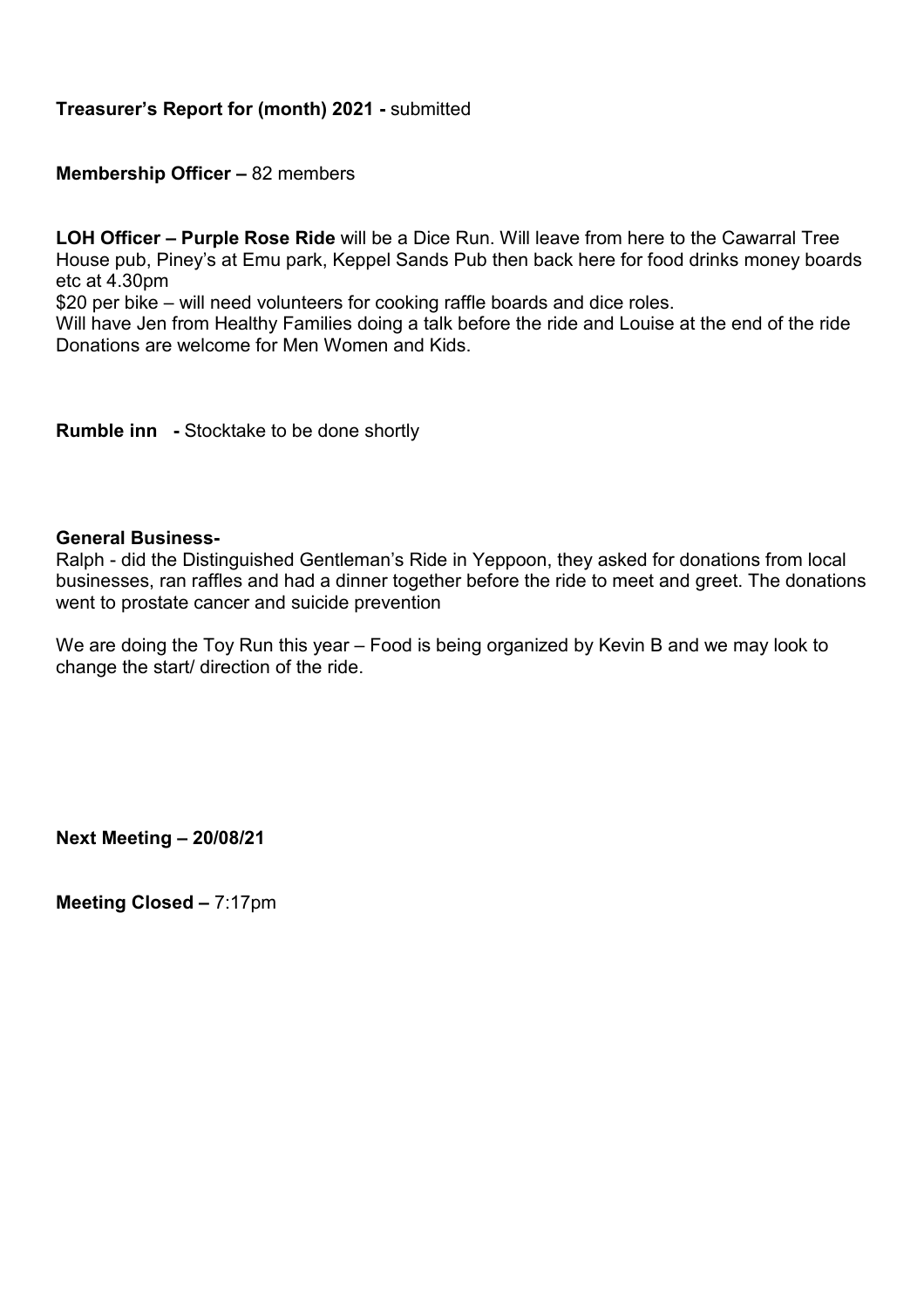**Treasurer's Report for (month) 2021 -** submitted

**Membership Officer –** 82 members

**LOH Officer – Purple Rose Ride** will be a Dice Run. Will leave from here to the Cawarral Tree House pub, Piney's at Emu park, Keppel Sands Pub then back here for food drinks money boards etc at 4.30pm

$20 per bike – will need volunteers for cooking raffle boards and dice roles.

Will have Jen from Healthy Families doing a talk before the ride and Louise at the end of the ride

Donations are welcome for Men Women and Kids.

**Rumble inn -** Stocktake to be done shortly

**General Business-**

Ralph - did the Distinguished Gentleman's Ride in Yeppoon, they asked for donations from local businesses, ran raffles and had a dinner together before the ride to meet and greet. The donations went to prostate cancer and suicide prevention

We are doing the Toy Run this year – Food is being organized by Kevin B and we may look to change the start/ direction of the ride.

**Next Meeting – 20/08/21**

**Meeting Closed –** 7:17pm